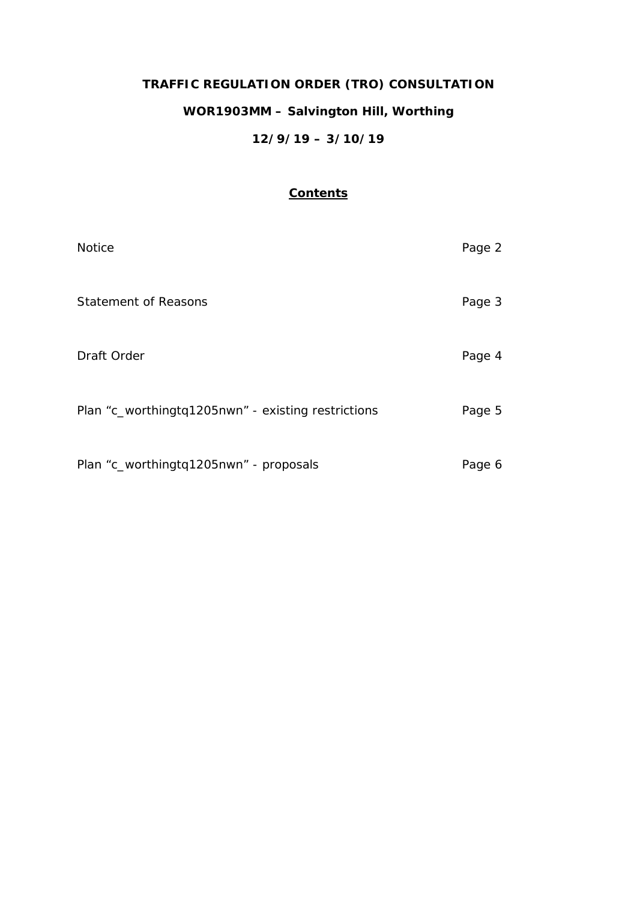# TRAFFIC REGULATION ORDER (TRO) CONSULTATION

## WOR1903MM – Salvington Hill, Worthing

## 12/9/19 – 3/10/19

### Contents

| | |
|---|---|
| Notice | Page 2 |
| Statement of Reasons | Page 3 |
| Draft Order | Page 4 |
| Plan "c_worthingtq1205nwn" - existing restrictions | Page 5 |
| Plan "c_worthingtq1205nwn" - proposals | Page 6 |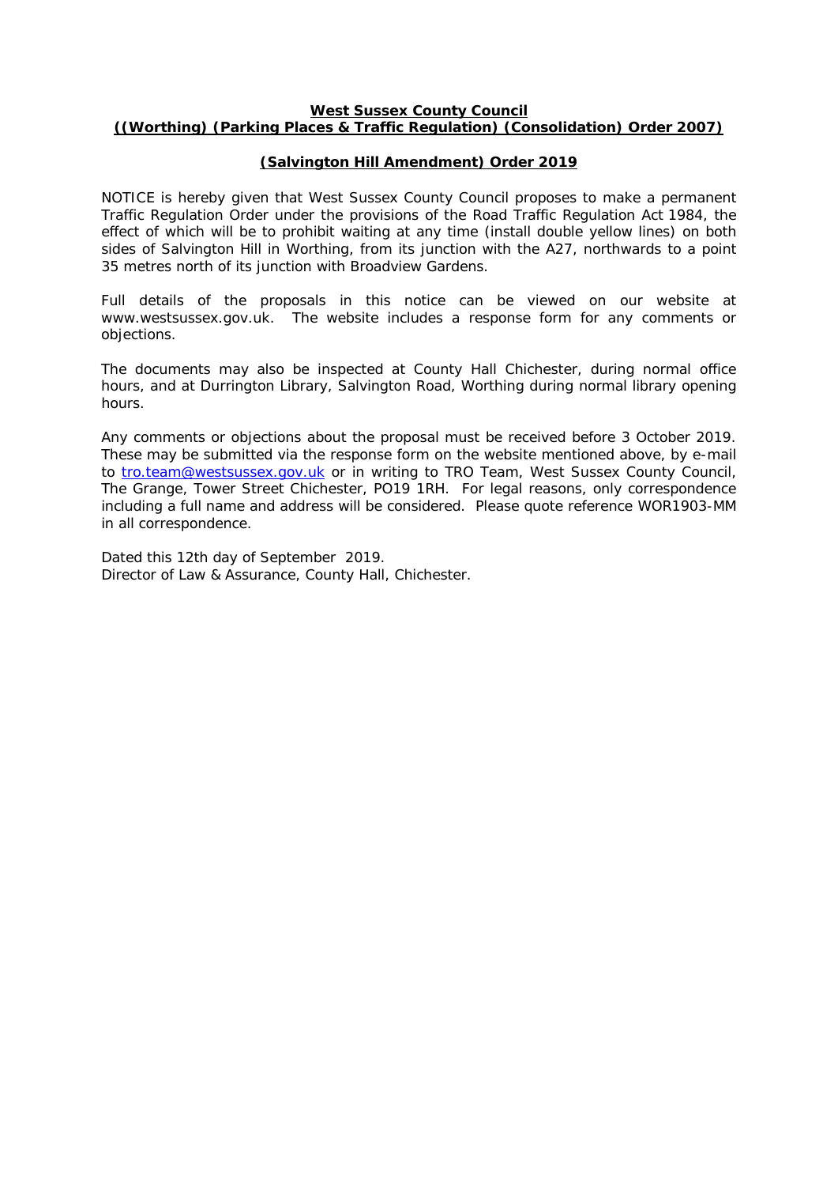**West Sussex County Council**
**((Worthing) (Parking Places & Traffic Regulation) (Consolidation) Order 2007)**

**(Salvington Hill Amendment) Order 2019**

NOTICE is hereby given that West Sussex County Council proposes to make a permanent Traffic Regulation Order under the provisions of the Road Traffic Regulation Act 1984, the effect of which will be to prohibit waiting at any time (install double yellow lines) on both sides of Salvington Hill in Worthing, from its junction with the A27, northwards to a point 35 metres north of its junction with Broadview Gardens.

Full details of the proposals in this notice can be viewed on our website at www.westsussex.gov.uk. The website includes a response form for any comments or objections.

The documents may also be inspected at County Hall Chichester, during normal office hours, and at Durrington Library, Salvington Road, Worthing during normal library opening hours.

Any comments or objections about the proposal must be received before 3 October 2019. These may be submitted via the response form on the website mentioned above, by e-mail to tro.team@westsussex.gov.uk or in writing to TRO Team, West Sussex County Council, The Grange, Tower Street Chichester, PO19 1RH. For legal reasons, only correspondence including a full name and address will be considered. Please quote reference WOR1903-MM in all correspondence.

Dated this 12th day of September 2019.
Director of Law & Assurance, County Hall, Chichester.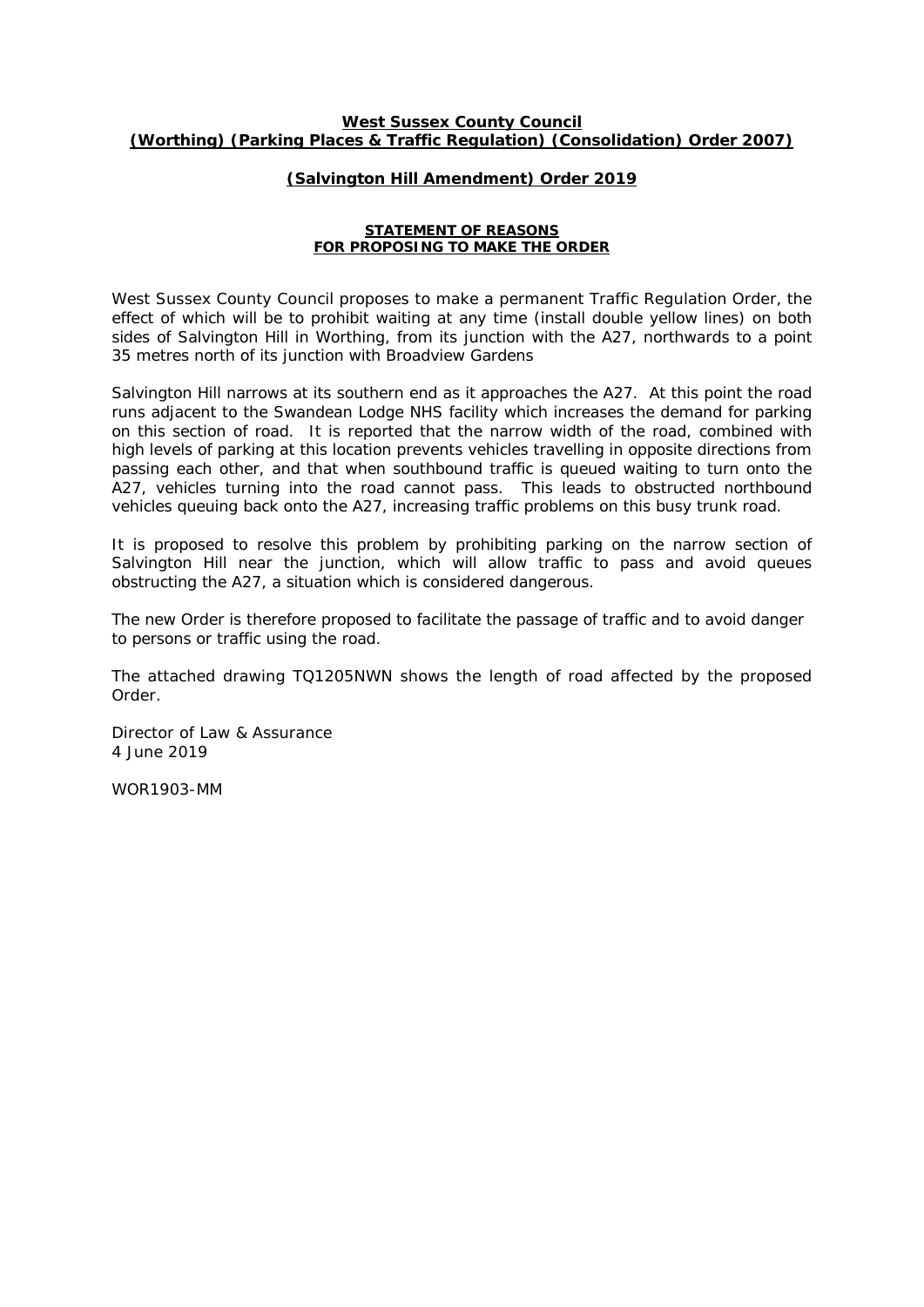**West Sussex County Council**
**(Worthing) (Parking Places & Traffic Regulation) (Consolidation) Order 2007)**

**(Salvington Hill Amendment) Order 2019**

**STATEMENT OF REASONS**
**FOR PROPOSING TO MAKE THE ORDER**

West Sussex County Council proposes to make a permanent Traffic Regulation Order, the effect of which will be to prohibit waiting at any time (install double yellow lines) on both sides of Salvington Hill in Worthing, from its junction with the A27, northwards to a point 35 metres north of its junction with Broadview Gardens

Salvington Hill narrows at its southern end as it approaches the A27. At this point the road runs adjacent to the Swandean Lodge NHS facility which increases the demand for parking on this section of road. It is reported that the narrow width of the road, combined with high levels of parking at this location prevents vehicles travelling in opposite directions from passing each other, and that when southbound traffic is queued waiting to turn onto the A27, vehicles turning into the road cannot pass. This leads to obstructed northbound vehicles queuing back onto the A27, increasing traffic problems on this busy trunk road.

It is proposed to resolve this problem by prohibiting parking on the narrow section of Salvington Hill near the junction, which will allow traffic to pass and avoid queues obstructing the A27, a situation which is considered dangerous.

The new Order is therefore proposed to facilitate the passage of traffic and to avoid danger to persons or traffic using the road.

The attached drawing TQ1205NWN shows the length of road affected by the proposed Order.

Director of Law & Assurance
4 June 2019

WOR1903-MM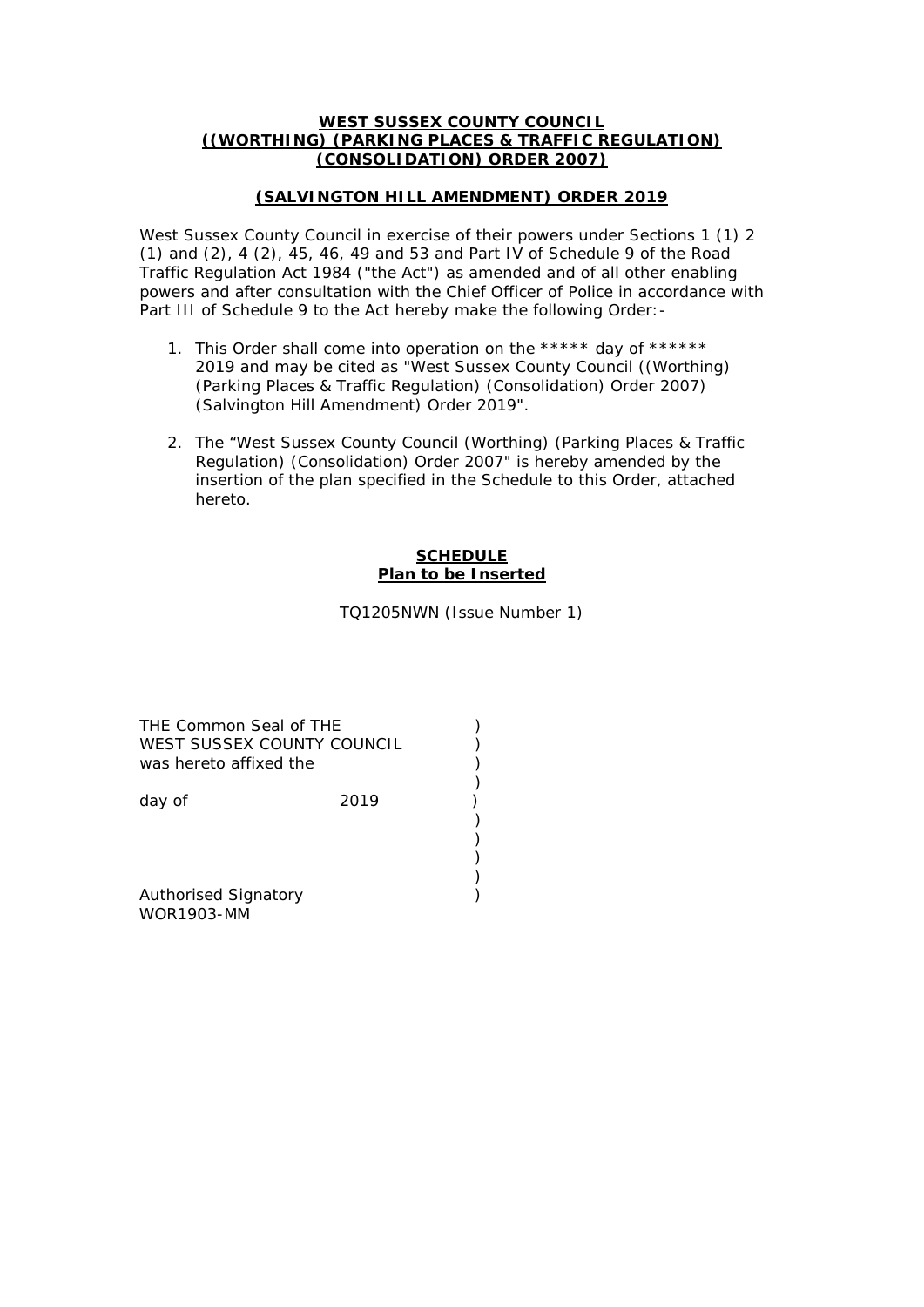**WEST SUSSEX COUNTY COUNCIL**
**((WORTHING) (PARKING PLACES & TRAFFIC REGULATION) (CONSOLIDATION) ORDER 2007)**

**(SALVINGTON HILL AMENDMENT) ORDER 2019**

West Sussex County Council in exercise of their powers under Sections 1 (1) 2 (1) and (2), 4 (2), 45, 46, 49 and 53 and Part IV of Schedule 9 of the Road Traffic Regulation Act 1984 ("the Act") as amended and of all other enabling powers and after consultation with the Chief Officer of Police in accordance with Part III of Schedule 9 to the Act hereby make the following Order:-

1. This Order shall come into operation on the ***** day of ****** 2019 and may be cited as "West Sussex County Council ((Worthing) (Parking Places & Traffic Regulation) (Consolidation) Order 2007) (Salvington Hill Amendment) Order 2019".

2. The "West Sussex County Council (Worthing) (Parking Places & Traffic Regulation) (Consolidation) Order 2007" is hereby amended by the insertion of the plan specified in the Schedule to this Order, attached hereto.

**SCHEDULE**
**Plan to be Inserted**

TQ1205NWN (Issue Number 1)

THE Common Seal of THE )
WEST SUSSEX COUNTY COUNCIL )
was hereto affixed the )
)
day of 2019 )
)
)
)
)
Authorised Signatory )
WOR1903-MM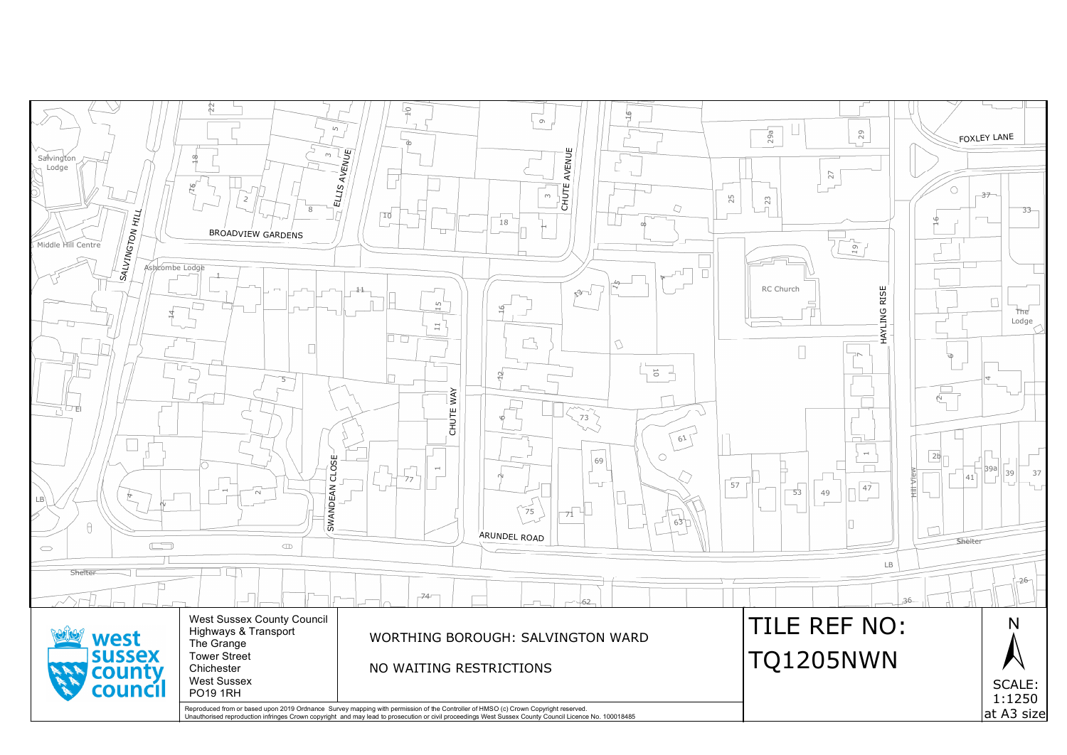West Sussex County Council
Highways & Transport
The Grange
Tower Street
Chichester
West Sussex
PO19 1RH

WORTHING BOROUGH: SALVINGTON WARD

NO WAITING RESTRICTIONS

# TILE REF NO: TQ1205NWN

N

SCALE: 1:1250 at A3 size

Reproduced from or based upon 2019 Ordnance Survey mapping with permission of the Controller of HMSO (c) Crown Copyright reserved.
Unauthorised reproduction infringes Crown copyright and may lead to prosecution or civil proceedings West Sussex County Council Licence No. 100018485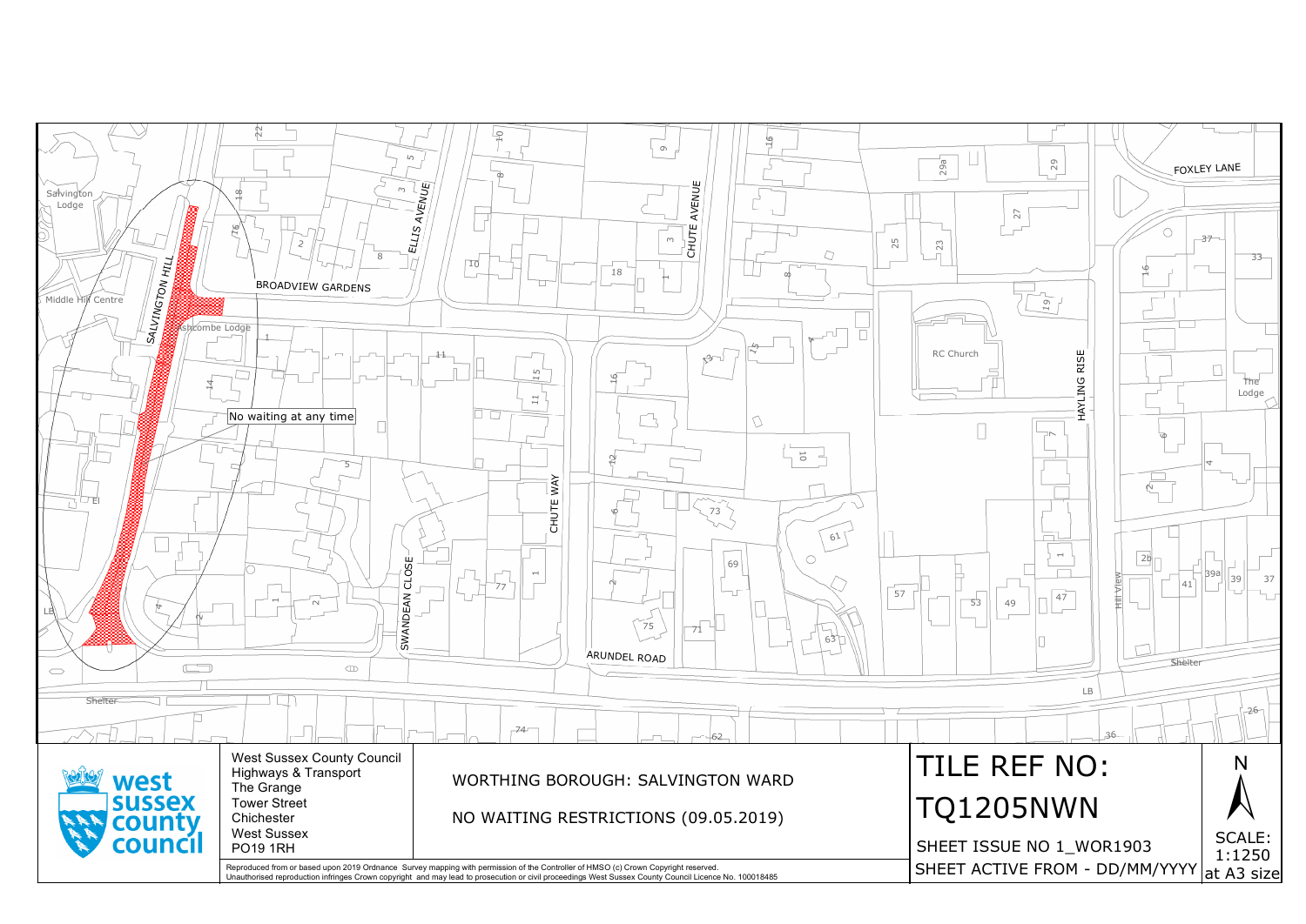No waiting at any time

West Sussex County Council
Highways & Transport
The Grange
Tower Street
Chichester
West Sussex
PO19 1RH

WORTHING BOROUGH: SALVINGTON WARD

NO WAITING RESTRICTIONS (09.05.2019)

TILE REF NO:
TQ1205NWN

SHEET ISSUE NO 1_WOR1903
SHEET ACTIVE FROM - DD/MM/YYYY

N

SCALE:
1:1250
at A3 size

Reproduced from or based upon 2019 Ordnance Survey mapping with permission of the Controller of HMSO (c) Crown Copyright reserved.
Unauthorised reproduction infringes Crown copyright and may lead to prosecution or civil proceedings West Sussex County Council Licence No. 100018485